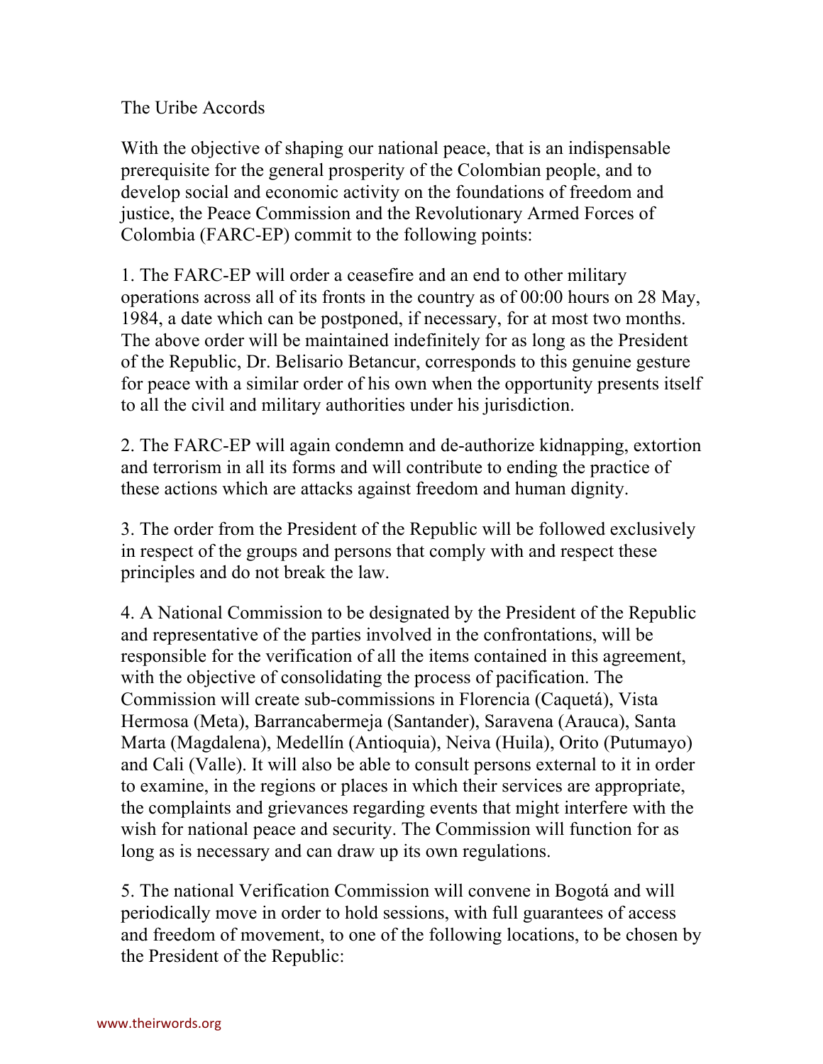# The Uribe Accords

With the objective of shaping our national peace, that is an indispensable prerequisite for the general prosperity of the Colombian people, and to develop social and economic activity on the foundations of freedom and justice, the Peace Commission and the Revolutionary Armed Forces of Colombia (FARC-EP) commit to the following points:

1. The FARC-EP will order a ceasefire and an end to other military operations across all of its fronts in the country as of 00:00 hours on 28 May, 1984, a date which can be postponed, if necessary, for at most two months. The above order will be maintained indefinitely for as long as the President of the Republic, Dr. Belisario Betancur, corresponds to this genuine gesture for peace with a similar order of his own when the opportunity presents itself to all the civil and military authorities under his jurisdiction.

2. The FARC-EP will again condemn and de-authorize kidnapping, extortion and terrorism in all its forms and will contribute to ending the practice of these actions which are attacks against freedom and human dignity.

3. The order from the President of the Republic will be followed exclusively in respect of the groups and persons that comply with and respect these principles and do not break the law.

4. A National Commission to be designated by the President of the Republic and representative of the parties involved in the confrontations, will be responsible for the verification of all the items contained in this agreement, with the objective of consolidating the process of pacification. The Commission will create sub-commissions in Florencia (Caquetá), Vista Hermosa (Meta), Barrancabermeja (Santander), Saravena (Arauca), Santa Marta (Magdalena), Medellín (Antioquia), Neiva (Huila), Orito (Putumayo) and Cali (Valle). It will also be able to consult persons external to it in order to examine, in the regions or places in which their services are appropriate, the complaints and grievances regarding events that might interfere with the wish for national peace and security. The Commission will function for as long as is necessary and can draw up its own regulations.

5. The national Verification Commission will convene in Bogotá and will periodically move in order to hold sessions, with full guarantees of access and freedom of movement, to one of the following locations, to be chosen by the President of the Republic: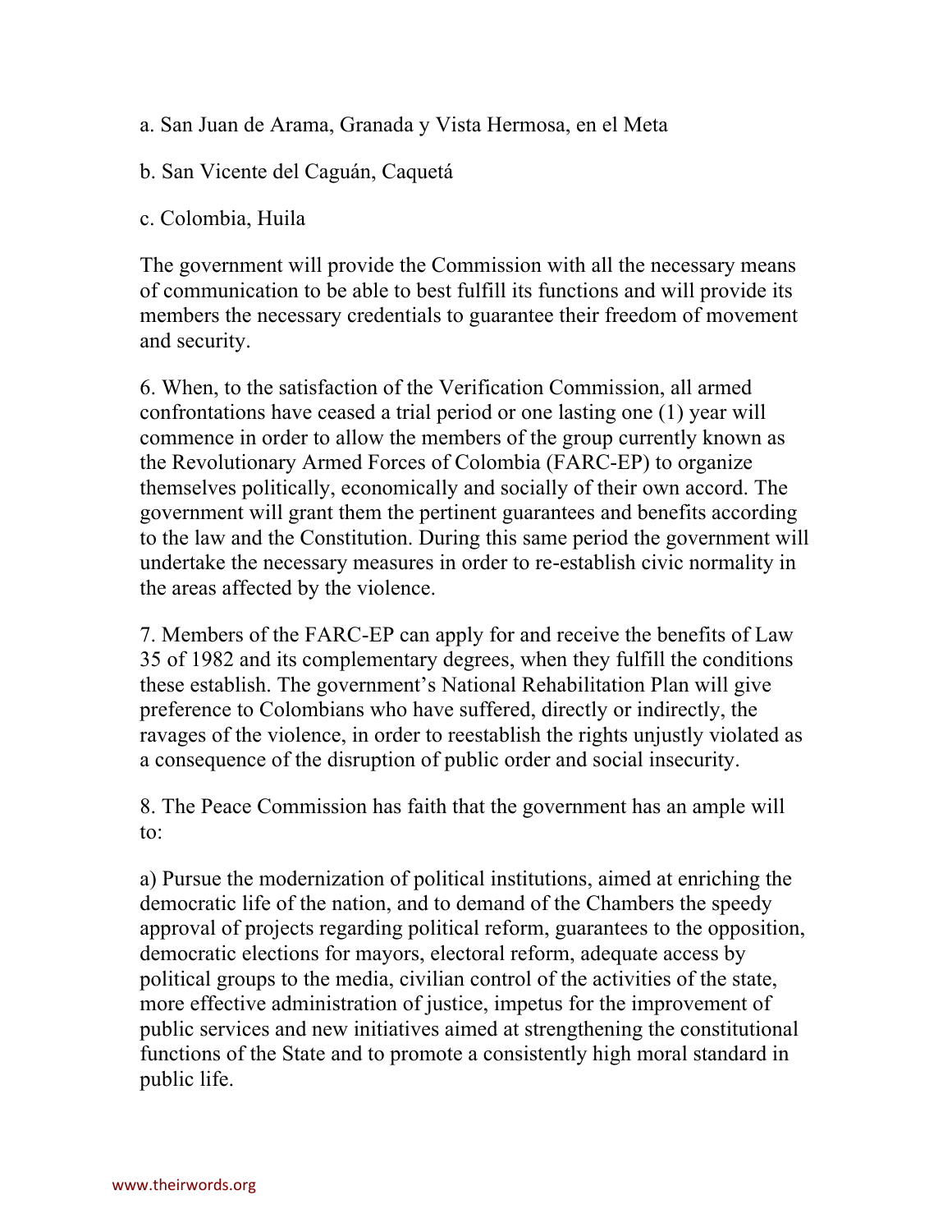a. San Juan de Arama, Granada y Vista Hermosa, en el Meta

b. San Vicente del Caguán, Caquetá

c. Colombia, Huila

The government will provide the Commission with all the necessary means of communication to be able to best fulfill its functions and will provide its members the necessary credentials to guarantee their freedom of movement and security.

6. When, to the satisfaction of the Verification Commission, all armed confrontations have ceased a trial period or one lasting one (1) year will commence in order to allow the members of the group currently known as the Revolutionary Armed Forces of Colombia (FARC-EP) to organize themselves politically, economically and socially of their own accord. The government will grant them the pertinent guarantees and benefits according to the law and the Constitution. During this same period the government will undertake the necessary measures in order to re-establish civic normality in the areas affected by the violence.

7. Members of the FARC-EP can apply for and receive the benefits of Law 35 of 1982 and its complementary degrees, when they fulfill the conditions these establish. The government's National Rehabilitation Plan will give preference to Colombians who have suffered, directly or indirectly, the ravages of the violence, in order to reestablish the rights unjustly violated as a consequence of the disruption of public order and social insecurity.

8. The Peace Commission has faith that the government has an ample will to:

a) Pursue the modernization of political institutions, aimed at enriching the democratic life of the nation, and to demand of the Chambers the speedy approval of projects regarding political reform, guarantees to the opposition, democratic elections for mayors, electoral reform, adequate access by political groups to the media, civilian control of the activities of the state, more effective administration of justice, impetus for the improvement of public services and new initiatives aimed at strengthening the constitutional functions of the State and to promote a consistently high moral standard in public life.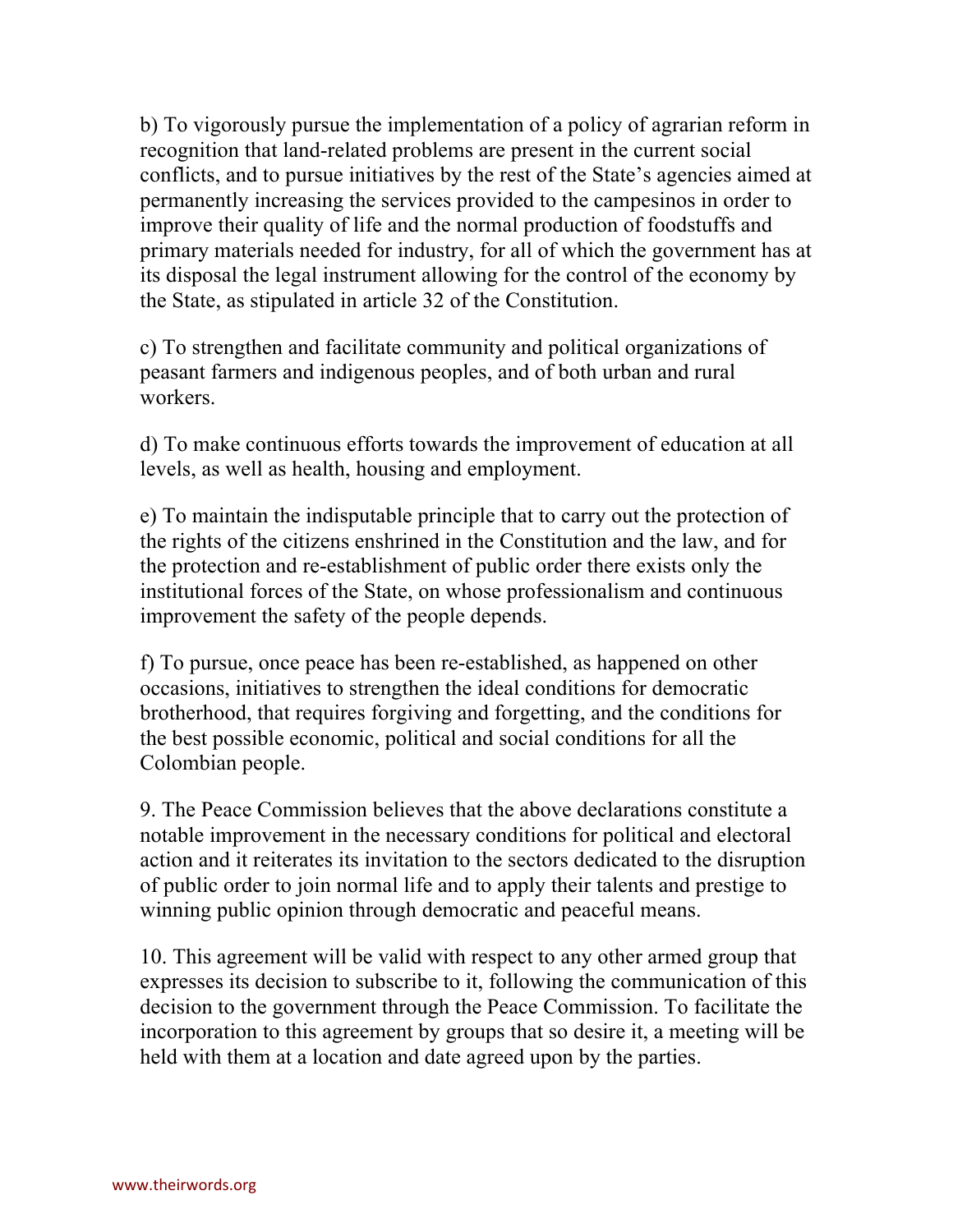b) To vigorously pursue the implementation of a policy of agrarian reform in recognition that land-related problems are present in the current social conflicts, and to pursue initiatives by the rest of the State's agencies aimed at permanently increasing the services provided to the campesinos in order to improve their quality of life and the normal production of foodstuffs and primary materials needed for industry, for all of which the government has at its disposal the legal instrument allowing for the control of the economy by the State, as stipulated in article 32 of the Constitution.

c) To strengthen and facilitate community and political organizations of peasant farmers and indigenous peoples, and of both urban and rural workers.

d) To make continuous efforts towards the improvement of education at all levels, as well as health, housing and employment.

e) To maintain the indisputable principle that to carry out the protection of the rights of the citizens enshrined in the Constitution and the law, and for the protection and re-establishment of public order there exists only the institutional forces of the State, on whose professionalism and continuous improvement the safety of the people depends.

f) To pursue, once peace has been re-established, as happened on other occasions, initiatives to strengthen the ideal conditions for democratic brotherhood, that requires forgiving and forgetting, and the conditions for the best possible economic, political and social conditions for all the Colombian people.

9. The Peace Commission believes that the above declarations constitute a notable improvement in the necessary conditions for political and electoral action and it reiterates its invitation to the sectors dedicated to the disruption of public order to join normal life and to apply their talents and prestige to winning public opinion through democratic and peaceful means.

10. This agreement will be valid with respect to any other armed group that expresses its decision to subscribe to it, following the communication of this decision to the government through the Peace Commission. To facilitate the incorporation to this agreement by groups that so desire it, a meeting will be held with them at a location and date agreed upon by the parties.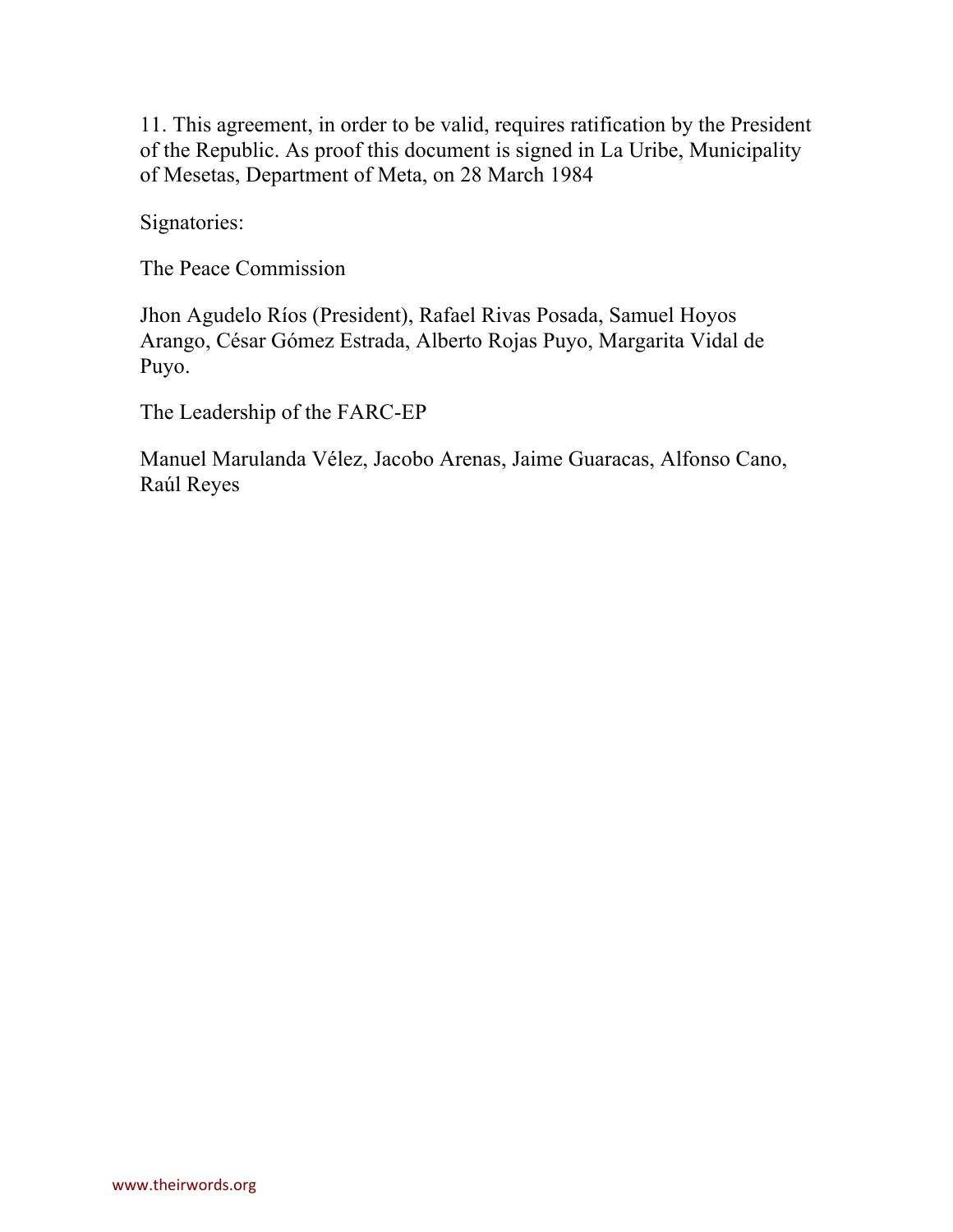11. This agreement, in order to be valid, requires ratification by the President of the Republic. As proof this document is signed in La Uribe, Municipality of Mesetas, Department of Meta, on 28 March 1984

Signatories:

The Peace Commission

Jhon Agudelo Ríos (President), Rafael Rivas Posada, Samuel Hoyos Arango, César Gómez Estrada, Alberto Rojas Puyo, Margarita Vidal de Puyo.

The Leadership of the FARC-EP

Manuel Marulanda Vélez, Jacobo Arenas, Jaime Guaracas, Alfonso Cano, Raúl Reyes